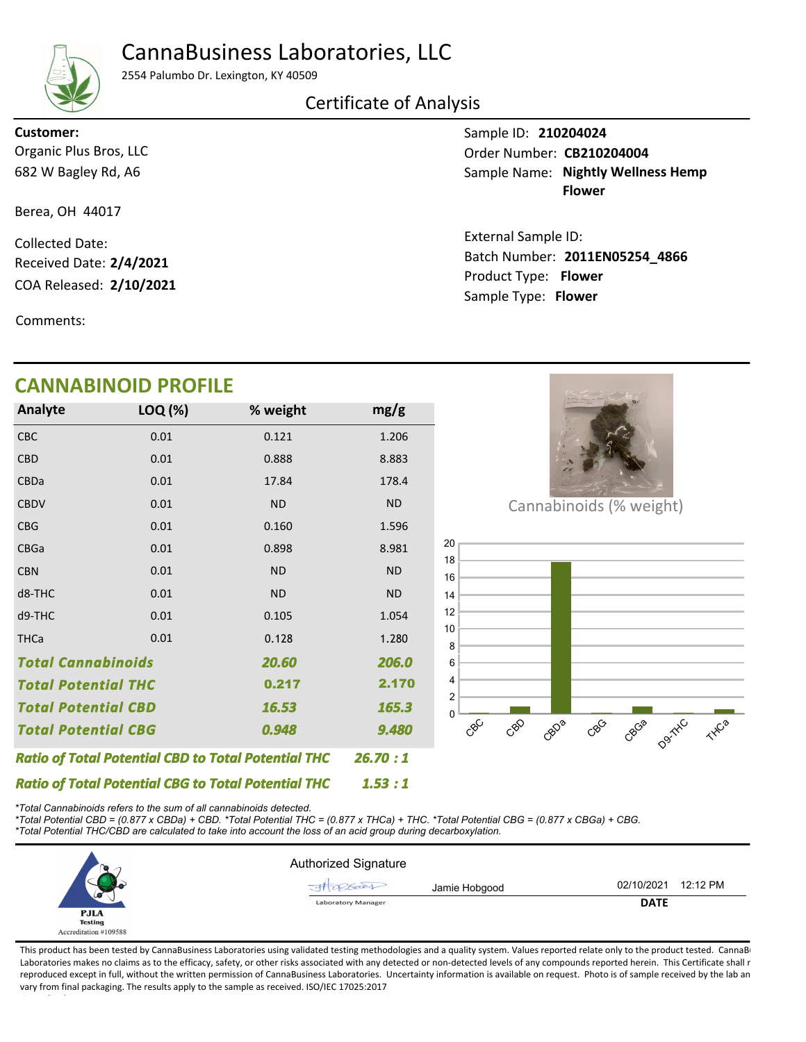# CannaBusiness Laboratories, LLC

2554 Palumbo Dr. Lexington, KY 40509

## Certificate of Analysis

**Customer:**
Organic Plus Bros, LLC
682 W Bagley Rd, A6

Berea, OH 44017

Collected Date:
Received Date: **2/4/2021**
COA Released: **2/10/2021**

Comments:

Sample ID: **210204024**
Order Number: **CB210204004**
Sample Name: **Nightly Wellness Hemp Flower**

External Sample ID:
Batch Number: **2011EN05254_4866**
Product Type: **Flower**
Sample Type: **Flower**

## CANNABINOID PROFILE

| Analyte | LOQ (%) | % weight | mg/g |
|---|---|---|---|
| CBC | 0.01 | 0.121 | 1.206 |
| CBD | 0.01 | 0.888 | 8.883 |
| CBDa | 0.01 | 17.84 | 178.4 |
| CBDV | 0.01 | ND | ND |
| CBG | 0.01 | 0.160 | 1.596 |
| CBGa | 0.01 | 0.898 | 8.981 |
| CBN | 0.01 | ND | ND |
| d8-THC | 0.01 | ND | ND |
| d9-THC | 0.01 | 0.105 | 1.054 |
| THCa | 0.01 | 0.128 | 1.280 |
| ***Total Cannabinoids*** | | ***20.60*** | ***206.0*** |
| ***Total Potential THC*** | | ***0.217*** | ***2.170*** |
| ***Total Potential CBD*** | | ***16.53*** | ***165.3*** |
| ***Total Potential CBG*** | | ***0.948*** | ***9.480*** |

***Ratio of Total Potential CBD to Total Potential THC*** ***26.70 : 1***

***Ratio of Total Potential CBG to Total Potential THC*** ***1.53 : 1***

Cannabinoids (% weight)

*\*Total Cannabinoids refers to the sum of all cannabinoids detected.*
*\*Total Potential CBD = (0.877 x CBDa) + CBD. \*Total Potential THC = (0.877 x THCa) + THC. \*Total Potential CBG = (0.877 x CBGa) + CBG.*
*\*Total Potential THC/CBD are calculated to take into account the loss of an acid group during decarboxylation.*

PJLA Testing
Accreditation #109588

Authorized Signature

Jamie Hobgood — Laboratory Manager

02/10/2021 12:12 PM
**DATE**

This product has been tested by CannaBusiness Laboratories using validated testing methodologies and a quality system. Values reported relate only to the product tested. CannaBusiness Laboratories makes no claims as to the efficacy, safety, or other risks associated with any detected or non-detected levels of any compounds reported herein. This Certificate shall not be reproduced except in full, without the written permission of CannaBusiness Laboratories. Uncertainty information is available on request. Photo is of sample received by the lab and may vary from final packaging. The results apply to the sample as received. ISO/IEC 17025:2017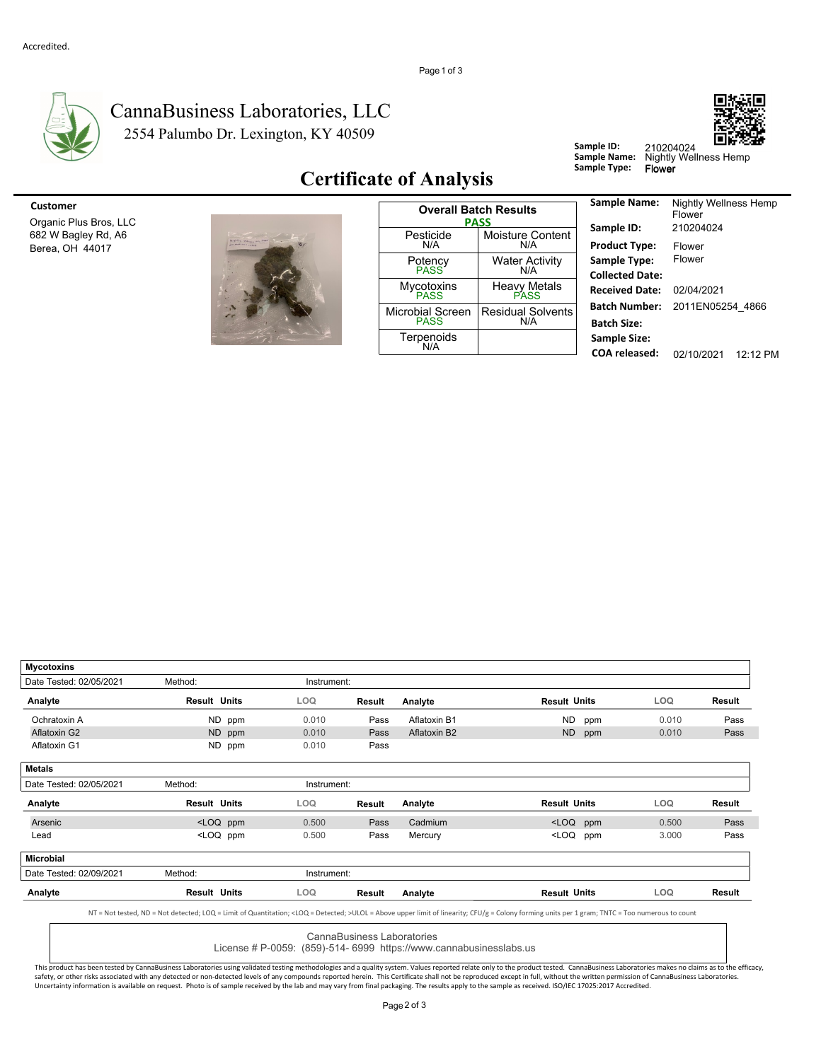Accredited.

# CannaBusiness Laboratories, LLC

2554 Palumbo Dr. Lexington, KY 40509

**Sample ID:** 210204024
**Sample Name:** Nightly Wellness Hemp
**Sample Type:** Flower

## Certificate of Analysis

**Customer**

Organic Plus Bros, LLC
682 W Bagley Rd, A6
Berea, OH 44017

| Overall Batch Results PASS | |
|---|---|
| Pesticide N/A | Moisture Content N/A |
| Potency PASS | Water Activity N/A |
| Mycotoxins PASS | Heavy Metals PASS |
| Microbial Screen PASS | Residual Solvents N/A |
| Terpenoids N/A | |

| | |
|---|---|
| **Sample Name:** | Nightly Wellness Hemp Flower |
| **Sample ID:** | 210204024 |
| **Product Type:** | Flower |
| **Sample Type:** | Flower |
| **Collected Date:** | |
| **Received Date:** | 02/04/2021 |
| **Batch Number:** | 2011EN05254_4866 |
| **Batch Size:** | |
| **Sample Size:** | |
| **COA released:** | 02/10/2021 12:12 PM |

### Mycotoxins

Date Tested: 02/05/2021 Method: Instrument:

| Analyte | Result | Units | LOQ | Result | Analyte | Result | Units | LOQ | Result |
|---|---|---|---|---|---|---|---|---|---|
| Ochratoxin A | ND | ppm | 0.010 | Pass | Aflatoxin B1 | ND | ppm | 0.010 | Pass |
| Aflatoxin G2 | ND | ppm | 0.010 | Pass | Aflatoxin B2 | ND | ppm | 0.010 | Pass |
| Aflatoxin G1 | ND | ppm | 0.010 | Pass | | | | | |

### Metals

Date Tested: 02/05/2021 Method: Instrument:

| Analyte | Result | Units | LOQ | Result | Analyte | Result | Units | LOQ | Result |
|---|---|---|---|---|---|---|---|---|---|
| Arsenic | <LOQ | ppm | 0.500 | Pass | Cadmium | <LOQ | ppm | 0.500 | Pass |
| Lead | <LOQ | ppm | 0.500 | Pass | Mercury | <LOQ | ppm | 3.000 | Pass |

### Microbial

Date Tested: 02/09/2021 Method: Instrument:

| Analyte | Result | Units | LOQ | Result | Analyte | Result | Units | LOQ | Result |
|---|---|---|---|---|---|---|---|---|---|

NT = Not tested, ND = Not detected; LOQ = Limit of Quantitation; <LOQ = Detected; >ULOL = Above upper limit of linearity; CFU/g = Colony forming units per 1 gram; TNTC = Too numerous to count

CannaBusiness Laboratories
License # P-0059: (859)-514- 6999 https://www.cannabusinesslabs.us

This product has been tested by CannaBusiness Laboratories using validated testing methodologies and a quality system. Values reported relate only to the product tested. CannaBusiness Laboratories makes no claims as to the efficacy, safety, or other risks associated with any detected or non-detected levels of any compounds reported herein. This Certificate shall not be reproduced except in full, without the written permission of CannaBusiness Laboratories. Uncertainty information is available on request. Photo is of sample received by the lab and may vary from final packaging. The results apply to the sample as received. ISO/IEC 17025:2017 Accredited.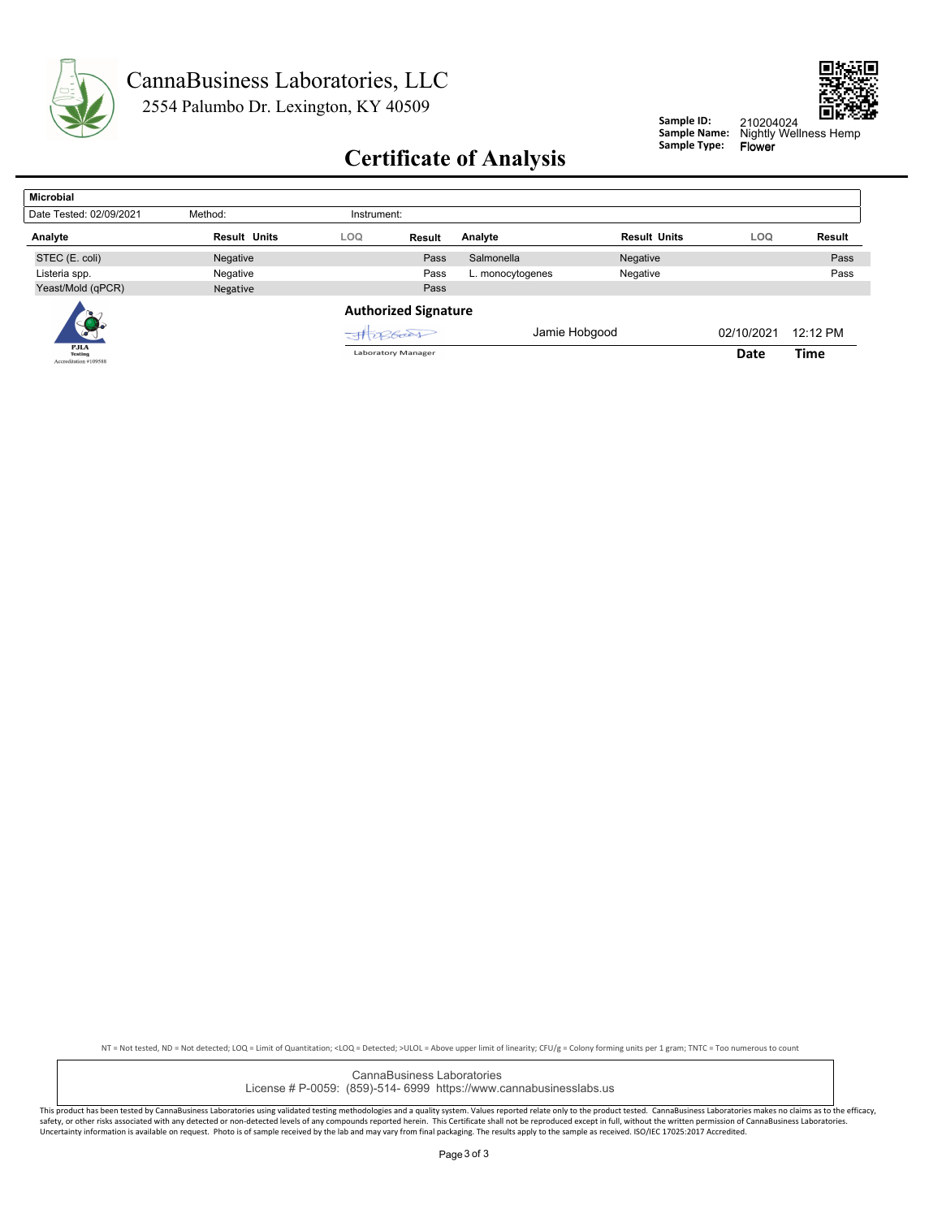CannaBusiness Laboratories, LLC

2554 Palumbo Dr. Lexington, KY 40509

**Sample ID:** 210204024
**Sample Name:** Nightly Wellness Hemp
**Sample Type:** Flower

# Certificate of Analysis

**Microbial**

Date Tested: 02/09/2021 Method: Instrument:

| Analyte | Result Units | LOQ | Result | Analyte | Result Units | LOQ | Result |
|---|---|---|---|---|---|---|---|
| STEC (E. coli) | Negative | | Pass | Salmonella | Negative | | Pass |
| Listeria spp. | Negative | | Pass | L. monocytogenes | Negative | | Pass |
| Yeast/Mold (qPCR) | Negative | | Pass | | | | |

PJLA Testing
Accreditation #109588

**Authorized Signature**

Jamie Hobgood — Laboratory Manager

| Date | Time |
|---|---|
| 02/10/2021 | 12:12 PM |

NT = Not tested, ND = Not detected; LOQ = Limit of Quantitation; <LOQ = Detected; >ULOL = Above upper limit of linearity; CFU/g = Colony forming units per 1 gram; TNTC = Too numerous to count

CannaBusiness Laboratories
License # P-0059: (859)-514- 6999 https://www.cannabusinesslabs.us

This product has been tested by CannaBusiness Laboratories using validated testing methodologies and a quality system. Values reported relate only to the product tested. CannaBusiness Laboratories makes no claims as to the efficacy, safety, or other risks associated with any detected or non-detected levels of any compounds reported herein. This Certificate shall not be reproduced except in full, without the written permission of CannaBusiness Laboratories. Uncertainty information is available on request. Photo is of sample received by the lab and may vary from final packaging. The results apply to the sample as received. ISO/IEC 17025:2017 Accredited.